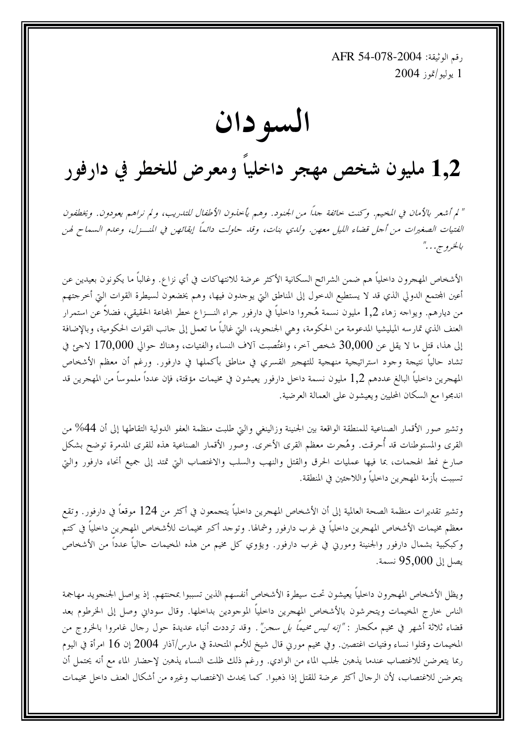رقم الوثيقة: AFR 54-078-2004
1 يوليو/تموز 2004

# السودان

# 1,2 مليون شخص مهجر داخلياً ومعرض للخطر في دارفور

*" لم أشعر بالأمان في المخيم. وكنت خائفة جداً من الجنود. وهم يأخذون الأطفال للتدريب، ولم نراهم يعودون. ويخطفون الفتيات الصغيرات من أجل قضاء الليل معهن. ولدي بنات، وقد حاولت دائماً إبقائهن في المنـــزل، وعدم السماح لهن بالخروج..."*

الأشخاص المهجرون داخلياً هم ضمن الشرائح السكانية الأكثر عرضة للانتهاكات في أي نزاع. وغالباً ما يكونون بعيدين عن أعين المجتمع الدولي الذي قد لا يستطيع الدخول إلى المناطق التي يوجدون فيها، وهم يخضعون لسيطرة القوات التي أخرجتهم من ديارهم. ويواجه زهاء 1,2 مليون نسمة هُجروا داخلياً في دارفور جراء النـــزاع خطر المجاعة الحقيقي، فضلاً عن استمرار العنف الذي تمارسه الميليشيا المدعومة من الحكومة، وهي الجنجويد، التي غالباً ما تعمل إلى جانب القوات الحكومية، وبالإضافة إلى هذا، قتل ما لا يقل عن 30,000 شخص آخر، واغتُصبت آلاف النساء والفتيات، وهناك حوالي 170,000 لاجئ في تشاد حالياً نتيجة وجود استراتيجية منهجية للتهجير القسري في مناطق بأكملها في دارفور. ورغم أن معظم الأشخاص المهجرين داخلياً البالغ عددهم 1,2 مليون نسمة داخل دارفور يعيشون في مخيمات مؤقتة، فإن عدداً ملموساً من المهجرين قد اندمجوا مع السكان المحليين ويعيشون على العمالة العرضية.

وتشير صور الأقمار الصناعية للمنطقة الواقعة بين الجنينة وزالينغي والتي طلبت منظمة العفو الدولية التقاطها إلى أن 44% من القرى والمستوطنات قد أُحرقت. وهُجرت معظم القرى الأخرى. وصور الأقمار الصناعية هذه للقرى المدمرة توضح بشكل صارخ نمط الهجمات، بما فيها عمليات الحرق والقتل والنهب والسلب والاغتصاب التي تمتد إلى جميع أنحاء دارفور والتي تسببت بأزمة المهجرين داخلياً واللاجئين في المنطقة.

وتشير تقديرات منظمة الصحة العالمية إلى أن الأشخاص المهجرين داخلياً يتجمعون في أكثر من 124 موقعاً في دارفور. وتقع معظم مخيمات الأشخاص المهجرين داخلياً في غرب دارفور وشمالها. وتوجد أكبر مخيمات للأشخاص المهجرين داخلياً في كتم وكبكبية بشمال دارفور والجنينة ومورني في غرب دارفور. ويؤوي كل مخيم من هذه المخيمات حالياً عدداً من الأشخاص يصل إلى 95,000 نسمة.

ويظل الأشخاص المهجرون داخلياً يعيشون تحت سيطرة الأشخاص أنفسهم الذين تسببوا بمحنتهم. إذ يواصل الجنجويد مهاجمة الناس خارج المخيمات ويتحرشون بالأشخاص المهجرين داخلياً الموجودين بداخلها. وقال سوداني وصل إلى الخرطوم بعد قضاء ثلاثة أشهر في مخيم مكجار : *"إنه ليس مخيماً بل سجن"*. وقد ترددت أنباء عديدة حول رجال غامروا بالخروج من المخيمات وقتلوا نساء وفتيات اغتصبن. وفي مخيم موري قال شيخ للأمم المتحدة في مارس/آذار 2004 إن 16 امرأة في اليوم ربما يتعرضن للاغتصاب عندما يذهبن لجلب الماء من الوادي. ورغم ذلك ظلت النساء يذهبن لإحضار الماء مع أنه يحتمل أن يتعرضن للاغتصاب، لأن الرجال أكثر عرضة للقتل إذا ذهبوا. كما يحدث الاغتصاب وغيره من أشكال العنف داخل مخيمات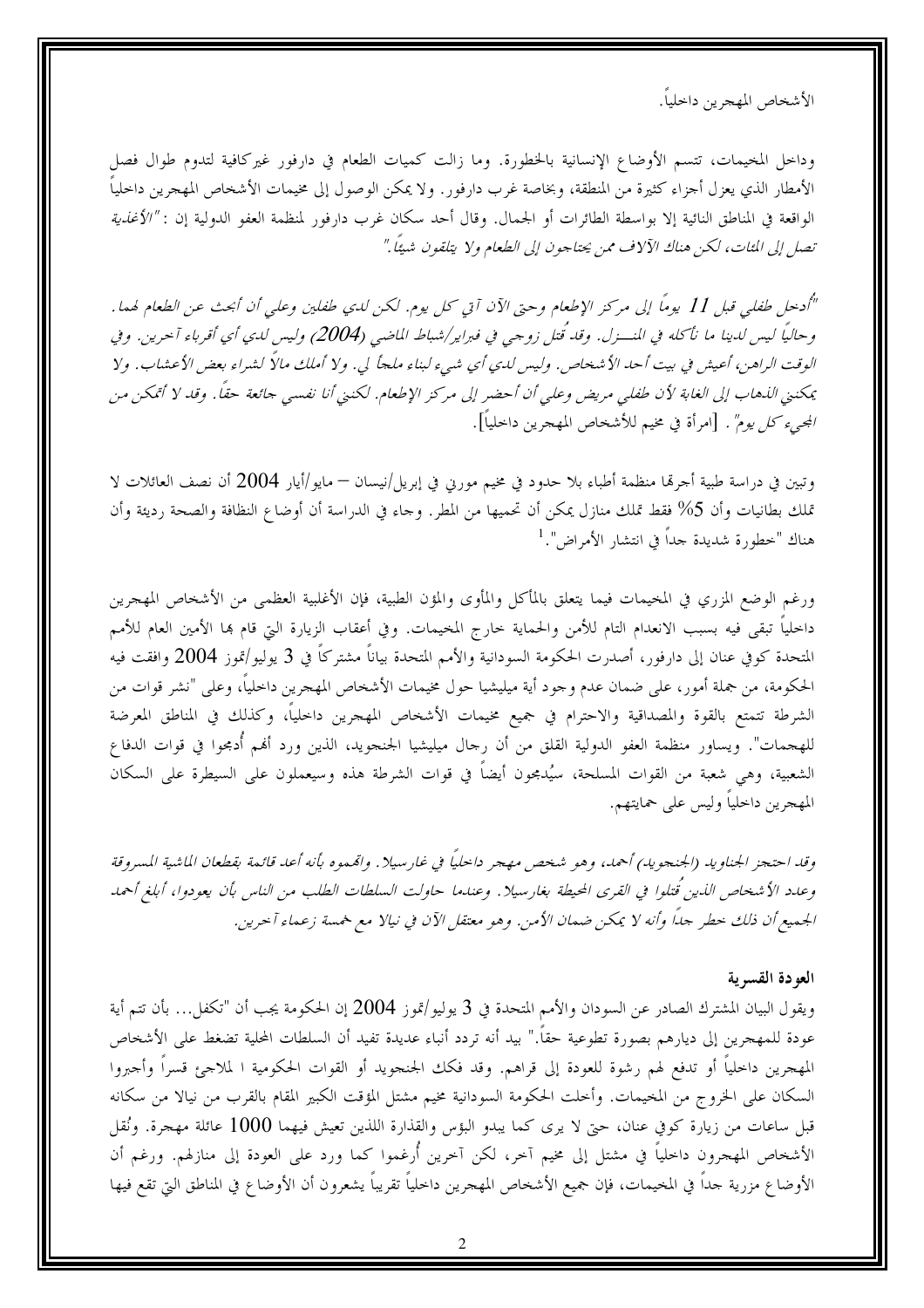الأشخاص المهجرين داخلياً.

وداخل المخيمات، تتسم الأوضاع الإنسانية بالخطورة. وما زالت كميات الطعام في دارفور غيركافية لتدوم طوال فصل الأمطار الذي يعزل أجزاء كثيرة من المنطقة، وبخاصة غرب دارفور. ولا يمكن الوصول إلى مخيمات الأشخاص المهجرين داخلياً الواقعة في المناطق النائية إلا بواسطة الطائرات أو الجمال. وقال أحد سكان غرب دارفور لمنظمة العفو الدولية إن : *"الأغذية تصل إلى المئات، لكن هناك الآلاف ممن يحتاجون إلى الطعام ولا يتلقون شيئاً."*

*"أدخل طفلي قبل 11 يوماً إلى مركز الإطعام وحتى الآن آتي كل يوم. لكن لدي طفلين وعلي أن أبحث عن الطعام لهما. وحالياً ليس لدينا ما نأكله في المنـــزل. وقد قُتل زوجي في فبراير/شباط الماضي (2004) وليس لدي أي أقرباء آخرين. وفي الوقت الراهن، أعيش في بيت أحد الأشخاص. وليس لدي أي شيء لبناء ملجأ لي. ولا أملك مالاً لشراء بعض الأعشاب. ولا يمكنني الذهاب إلى الغابة لأن طفلي مريض وعلي أن أحضر إلى مركز الإطعام. لكنني أنا نفسي جائعة حقاً. وقد لا أتمكن من المجيء كل يوم"*. [امرأة في مخيم للأشخاص المهجرين داخلياً].

وتبين في دراسة طبية أجرتها منظمة أطباء بلا حدود في مخيم موريي في إبريل/نيسان – مايو/أيار 2004 أن نصف العائلات لا تملك بطانيات وأن 5% فقط تملك منازل يمكن أن تحميها من المطر. وجاء في الدراسة أن أوضاع النظافة والصحة رديئة وأن هناك "خطورة شديدة جداً في انتشار الأمراض".[1]

ورغم الوضع المزري في المخيمات فيما يتعلق بالمأكل والمأوى والمؤن الطبية، فإن الأغلبية العظمى من الأشخاص المهجرين داخلياً تبقى فيه بسبب الانعدام التام للأمن والحماية خارج المخيمات. وفي أعقاب الزيارة التي قام بها الأمين العام للأمم المتحدة كوفي عنان إلى دارفور، أصدرت الحكومة السودانية والأمم المتحدة بياناً مشتركاً في 3 يوليو/تموز 2004 وافقت فيه الحكومة، من جملة أمور، على ضمان عدم وجود أية ميليشيا حول مخيمات الأشخاص المهجرين داخلياً، وعلى "نشر قوات من الشرطة تتمتع بالقوة والمصداقية والاحترام في جميع مخيمات الأشخاص المهجرين داخلياً، وكذلك في المناطق المعرضة للهجمات". ويساور منظمة العفو الدولية القلق من أن رجال ميليشيا الجنجويد، الذين ورد أنهم أُدمجوا في قوات الدفاع الشعبية، وهي شعبة من القوات المسلحة، سيُدمجون أيضاً في قوات الشرطة هذه وسيعملون على السيطرة على السكان المهجرين داخلياً وليس على حمايتهم.

*وقد احتجز الجناويد (الجنجويد) أحمد، وهو شخص مهجر داخلياً في غارسيلا. واتهموه بأنه أعد قائمة بقطعان الماشية المسروقة وعدد الأشخاص الذين قُتلوا في القرى المحيطة بغارسيلا. وعندما حاولت السلطات الطلب من الناس بأن يعودوا، أبلغ أحمد الجميع أن ذلك خطر جداً وأنه لا يمكن ضمان الأمن. وهو معتقل الآن في نيالا مع خمسة زعماء آخرين.*

### العودة القسرية

ويقول البيان المشترك الصادر عن السودان والأمم المتحدة في 3 يوليو/تموز 2004 إن الحكومة يجب أن "تكفل... بأن تتم أية عودة للمهجرين إلى ديارهم بصورة تطوعية حقاً." بيد أنه تردد أنباء عديدة تفيد أن السلطات المحلية تضغط على الأشخاص المهجرين داخلياً أو تدفع لهم رشوة للعودة إلى قراهم. وقد فكك الجنجويد أو القوات الحكومية ا ملاجئ قسراً وأجبروا السكان على الخروج من المخيمات. وأخلت الحكومة السودانية مخيم مشتل المؤقت الكبير المقام بالقرب من نيالا من سكانه قبل ساعات من زيارة كوفي عنان، حتى لا يرى كما يبدو البؤس والقذارة اللذين تعيش فيهما 1000 عائلة مهجرة. ونُقل الأشخاص المهجرون داخلياً في مشتل إلى مخيم آخر، لكن آخرين أُرغموا كما ورد على العودة إلى منازلهم. ورغم أن الأوضاع مزرية جداً في المخيمات، فإن جميع الأشخاص المهجرين داخلياً تقريباً يشعرون أن الأوضاع في المناطق التي تقع فيها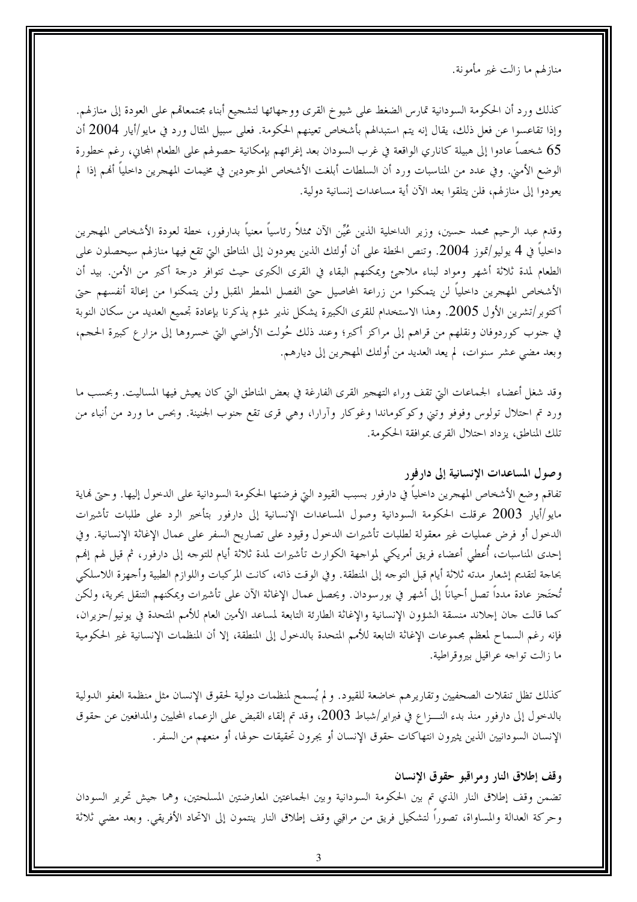منازلهم ما زالت غير مأمونة.

كذلك ورد أن الحكومة السودانية تمارس الضغط على شيوخ القرى ووجهائها لتشجيع أبناء مجتمعاتهم على العودة إلى منازلهم. وإذا تقاعسوا عن فعل ذلك، يقال إنه يتم استبدالهم بأشخاص تعينهم الحكومة. فعلى سبيل المثال ورد في مايو/أيار 2004 أن 65 شخصاً عادوا إلى هبيلة كاناري الواقعة في غرب السودان بعد إغرائهم بإمكانية حصولهم على الطعام المجاني، رغم خطورة الوضع الأمني. وفي عدد من المناسبات ورد أن السلطات أبلغت الأشخاص الموجودين في مخيمات المهجرين داخلياً أنهم إذا لم يعودوا إلى منازلهم، فلن يتلقوا بعد الآن أية مساعدات إنسانية دولية.

وقدم عبد الرحيم محمد حسين، وزير الداخلية الذي عُيِّن الآن ممثلاً رئاسياً معنياً بدارفور، خطة لعودة الأشخاص المهجرين داخلياً في 4 يوليو/تموز 2004. وتنص الخطة على أن أولئك الذين يعودون إلى المناطق التي تقع فيها منازلهم سيحصلون على الطعام لمدة ثلاثة أشهر ومواد لبناء ملاجئ ويمكنهم البقاء في القرى الكبرى حيث تتوافر درجة أكبر من الأمن. بيد أن الأشخاص المهجرين داخلياً لن يتمكنوا من زراعة المحاصيل حتى الفصل الممطر المقبل ولن يتمكنوا من إعالة أنفسهم حتى أكتوبر/تشرين الأول 2005. وهذا الاستخدام للقرى الكبيرة يشكل نذير شؤم يذكرنا بإعادة تجميع العديد من سكان النوبة في جنوب كوردوفان ونقلهم من قراهم إلى مراكز أكبر؛ وعند ذلك حُولت الأراضي التي خسروها إلى مزارع كبيرة الحجم، وبعد مضي عشر سنوات، لم يعد العديد من أولئك المهجرين إلى ديارهم.

وقد شغل أعضاء الجماعات التي تقف وراء التهجير القرى الفارغة في بعض المناطق التي كان يعيش فيها المساليت. وبحسب ما ورد تم احتلال تولوس وفوفو وتني وكوكوماندا وغوكار وآرارا، وهي قرى تقع جنوب الجنينة. وبحسب ما ورد من أبناء من تلك المناطق، يزداد احتلال القرى بموافقة الحكومة.

### وصول المساعدات الإنسانية إلى دارفور

تفاقم وضع الأشخاص المهجرين داخلياً في دارفور بسبب القيود التي فرضتها الحكومة السودانية على الدخول إليها. وحتى نهاية مايو/أيار 2003 عرقلت الحكومة السودانية وصول المساعدات الإنسانية إلى دارفور بتأخير الرد على طلبات تأشيرات الدخول أو فرض عمليات غير معقولة لطلبات تأشيرات الدخول وقيود على تصاريح السفر على عمال الإغاثة الإنسانية. وفي إحدى المناسبات، أُعطي أعضاء فريق أمريكي لمواجهة الكوارث تأشيرات لمدة ثلاثة أيام للتوجه إلى دارفور، ثم قيل لهم إنهم بحاجة لتقديم إشعار مدته ثلاثة أيام قبل التوجه إلى المنطقة. وفي الوقت ذاته، كانت المركبات واللوازم الطبية وأجهزة اللاسلكي تُحتجز عادة مدداً تصل أحياناً إلى أشهر في بورسودان. ويحصل عمال الإغاثة الآن على تأشيرات ويمكنهم التنقل بحرية، ولكن كما قالت جان إجلاند منسقة الشؤون الإنسانية والإغاثة الطارئة التابعة لمساعد الأمين العام للأمم المتحدة في يونيو/حزيران، فإنه رغم السماح لمعظم مجموعات الإغاثة التابعة للأمم المتحدة بالدخول إلى المنطقة، إلا أن المنظمات الإنسانية غير الحكومية ما زالت تواجه عراقيل بيروقراطية.

كذلك تظل تنقلات الصحفيين وتقاريرهم خاضعة للقيود. ولم يُسمح لمنظمات دولية لحقوق الإنسان مثل منظمة العفو الدولية بالدخول إلى دارفور منذ بدء النـــزاع في فبراير/شباط 2003، وقد تم إلقاء القبض على الزعماء المحليين والمدافعين عن حقوق الإنسان السودانيين الذين يثيرون انتهاكات حقوق الإنسان أو يجرون تحقيقات حولها، أو منعهم من السفر.

### وقف إطلاق النار ومراقبو حقوق الإنسان

تضمن وقف إطلاق النار الذي تم بين الحكومة السودانية وبين الجماعتين المعارضتين المسلحتين، وهما جيش تحرير السودان وحركة العدالة والمساواة، تصوراً لتشكيل فريق من مراقبي وقف إطلاق النار ينتمون إلى الاتحاد الأفريقي. وبعد مضي ثلاثة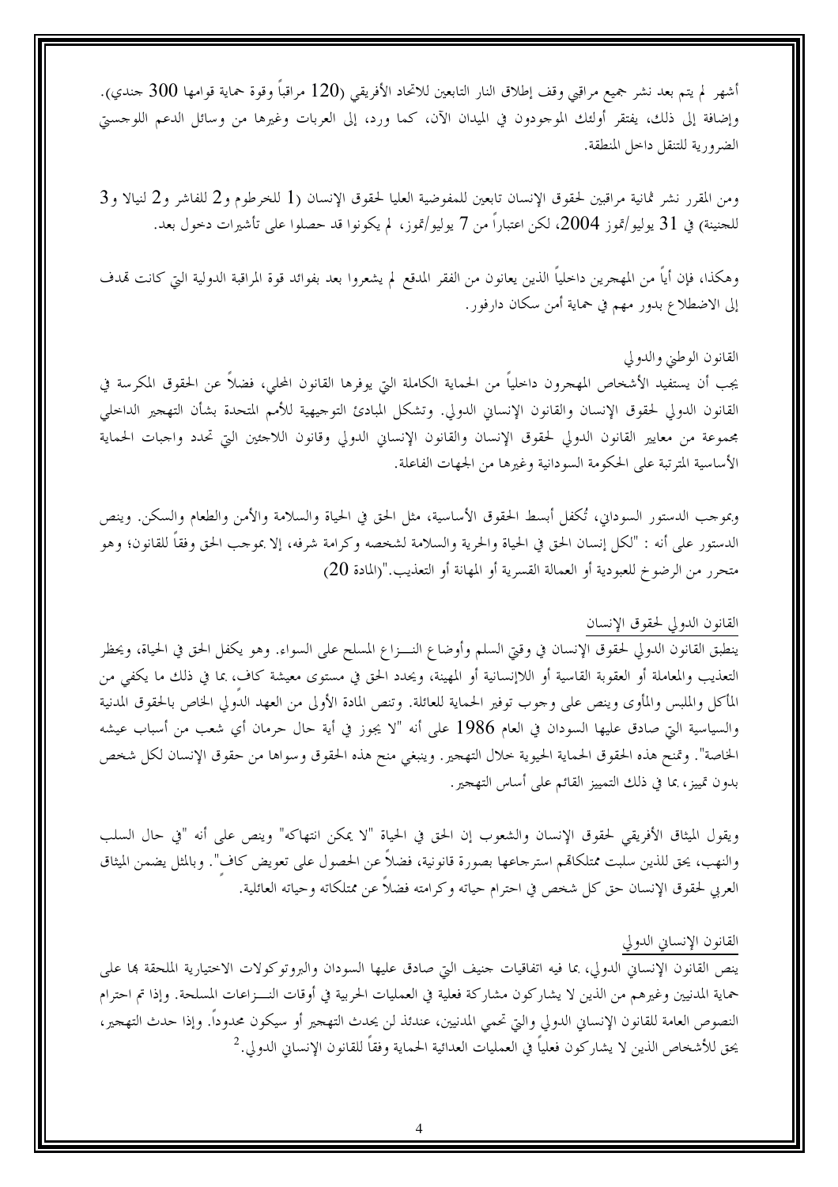أشهر لم يتم بعد نشر جميع مراقبي وقف إطلاق النار التابعين للاتحاد الأفريقي (120 مراقباً وقوة حماية قوامها 300 جندي). وإضافة إلى ذلك، يفتقر أولئك الموجودون في الميدان الآن، كما ورد، إلى العربات وغيرها من وسائل الدعم اللوجستي الضرورية للتنقل داخل المنطقة.

ومن المقرر نشر ثمانية مراقبين لحقوق الإنسان تابعين للمفوضية العليا لحقوق الإنسان (1 للخرطوم و2 للفاشر و2 لنيالا و3 للجنينة) في 31 يوليو/تموز 2004، لكن اعتباراً من 7 يوليو/تموز، لم يكونوا قد حصلوا على تأشيرات دخول بعد.

وهكذا، فإن أياً من المهجرين داخلياً الذين يعانون من الفقر المدقع لم يشعروا بعد بفوائد قوة المراقبة الدولية التي كانت تهدف إلى الاضطلاع بدور مهم في حماية أمن سكان دارفور.

القانون الوطني والدولي

يجب أن يستفيد الأشخاص المهجرون داخلياً من الحماية الكاملة التي يوفرها القانون المحلي، فضلاً عن الحقوق المكرسة في القانون الدولي لحقوق الإنسان والقانون الإنساني الدولي. وتشكل المبادئ التوجيهية للأمم المتحدة بشأن التهجير الداخلي مجموعة من معايير القانون الدولي لحقوق الإنسان والقانون الإنساني الدولي وقانون اللاجئين التي تحدد واجبات الحماية الأساسية المترتبة على الحكومة السودانية وغيرها من الجهات الفاعلة.

وبموجب الدستور السوداني، تُكفل أبسط الحقوق الأساسية، مثل الحق في الحياة والسلامة والأمن والطعام والسكن. وينص الدستور على أنه : "لكل إنسان الحق في الحياة والحرية والسلامة لشخصه وكرامة شرفه، إلا بموجب الحق وفقاً للقانون؛ وهو متحرر من الرضوخ للعبودية أو العمالة القسرية أو المهانة أو التعذيب."(المادة 20)

## القانون الدولي لحقوق الإنسان

ينطبق القانون الدولي لحقوق الإنسان في وقتي السلم وأوضاع النـــزاع المسلح على السواء. وهو يكفل الحق في الحياة، ويحظر التعذيب والمعاملة أو العقوبة القاسية أو اللاإنسانية أو المهينة، ويحدد الحق في مستوى معيشة كاف، بما في ذلك ما يكفي من المأكل والملبس والمأوى وينص على وجوب توفير الحماية للعائلة. وتنص المادة الأولى من العهد الدولي الخاص بالحقوق المدنية والسياسية التي صادق عليها السودان في العام 1986 على أنه "لا يجوز في أية حال حرمان أي شعب من أسباب عيشه الخاصة". وتمنح هذه الحقوق الحماية الحيوية خلال التهجير. وينبغي منح هذه الحقوق وسواها من حقوق الإنسان لكل شخص بدون تمييز، بما في ذلك التمييز القائم على أساس التهجير.

ويقول الميثاق الأفريقي لحقوق الإنسان والشعوب إن الحق في الحياة "لا يمكن انتهاكه" وينص على أنه "في حال السلب والنهب، يحق للذين سلبت ممتلكاتهم استرجاعها بصورة قانونية، فضلاً عن الحصول على تعويض كاف". وبالمثل يضمن الميثاق العربي لحقوق الإنسان حق كل شخص في احترام حياته وكرامته فضلاً عن ممتلكاته وحياته العائلية.

## القانون الإنساني الدولي

ينص القانون الإنساني الدولي، بما فيه اتفاقيات جنيف التي صادق عليها السودان والبروتوكولات الاختيارية الملحقة بها على حماية المدنيين وغيرهم من الذين لا يشاركون مشاركة فعلية في العمليات الحربية في أوقات النـــزاعات المسلحة. وإذا تم احترام النصوص العامة للقانون الإنساني الدولي والتي تحمي المدنيين، عندئذ لن يحدث التهجير أو سيكون محدوداً. وإذا حدث التهجير، يحق للأشخاص الذين لا يشاركون فعلياً في العمليات العدائية الحماية وفقاً للقانون الإنساني الدولي.[2]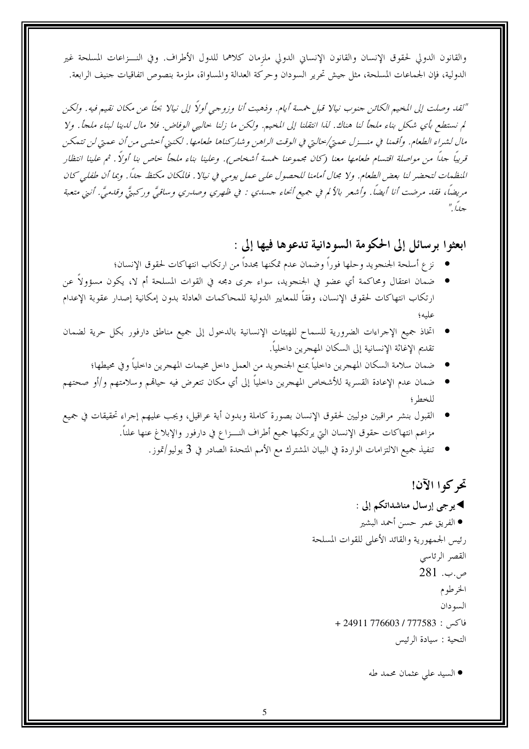والقانون الدولي لحقوق الإنسان والقانون الإنساني الدولي ملزِمان كلاهما للدول الأطراف. وفي النـــزاعات المسلحة غير الدولية، فإن الجماعات المسلحة، مثل جيش تحرير السودان وحركة العدالة والمساواة، ملزمة بنصوص اتفاقيات جنيف الرابعة.

*"لقد وصلت إلى المخيم الكائن جنوب نيالا قبل خمسة أيام. وذهبت أنا وزوجي أولاً إلى نيالا بحثاً عن مكان نقيم فيه. ولكن لم نستطع بأي شكل بناء ملجأ لنا هناك. لذا انتقلنا إلى المخيم. ولكن ما زلنا خاليي الوفاض. فلا مال لدينا لبناء ملجأ. ولا مال لشراء الطعام. وأقمنا في منـــزل عمتي/خالتي في الوقت الراهن وشاركناها طعامها. لكنني أخشى من أن عمتي لن تتمكن قريباً جداً من مواصلة اقتسام طعامها معنا (كان مجموعنا خمسة أشخاص). وعلينا بناء ملجأ خاص بنا أولاً. ثم علينا انتظار المنظمات لتحضر لنا بعض الطعام. ولا مجال أمامنا للحصول على عمل يومي في نيالا. فالمكان مكتظ جداً. وبما أن طفلي كان مريضاً، فقد مرضت أنا أيضاً. وأشعر بالألم في جميع أنحاء جسدي: في ظهري وصدري وساقيَّ وركبتيَّ وقدميَّ. أنني متعبة جداً."*

## ابعثوا برسائل إلى الحكومة السودانية تدعوها فيها إلى:

- نزع أسلحة الجنجويد وحلها فوراً وضمان عدم تمكنها مجدداً من ارتكاب انتهاكات لحقوق الإنسان؛
- ضمان اعتقال ومحاكمة أي عضو في الجنجويد، سواء جرى دمجه في القوات المسلحة أم لا، يكون مسؤولاً عن ارتكاب انتهاكات لحقوق الإنسان، وفقاً للمعايير الدولية للمحاكمات العادلة بدون إمكانية إصدار عقوبة الإعدام عليه؛
- اتخاذ جميع الإجراءات الضرورية للسماح للهيئات الإنسانية بالدخول إلى جميع مناطق دارفور بكل حرية لضمان تقديم الإغاثة الإنسانية إلى السكان المهجرين داخلياً.
- ضمان سلامة السكان المهجرين داخلياً بمنع الجنجويد من العمل داخل مخيمات المهجرين داخلياً وفي محيطها؛
- ضمان عدم الإعادة القسرية للأشخاص المهجرين داخلياً إلى أي مكان تتعرض فيه حياتهم وسلامتهم و/أو صحتهم للخطر؛
- القبول بنشر مراقبين دوليين لحقوق الإنسان بصورة كاملة وبدون أية عراقيل، ويجب عليهم إجراء تحقيقات في جميع مزاعم انتهاكات حقوق الإنسان التي يرتكبها جميع أطراف النـــزاع في دارفور والإبلاغ عنها علناً.
- تنفيذ جميع الالتزامات الواردة في البيان المشترك مع الأمم المتحدة الصادر في 3 يوليو/تموز.

## تحركوا الآن!

◄ **يرجى إرسال مناشداتكم إلى:**

● الفريق عمر حسن أحمد البشير
رئيس الجمهورية والقائد الأعلى للقوات المسلحة
القصر الرئاسي
ص.ب. 281
الخرطوم
السودان
فاكس: 777583 / 776603 24911 +
التحية: سيادة الرئيس

● السيد علي عثمان محمد طه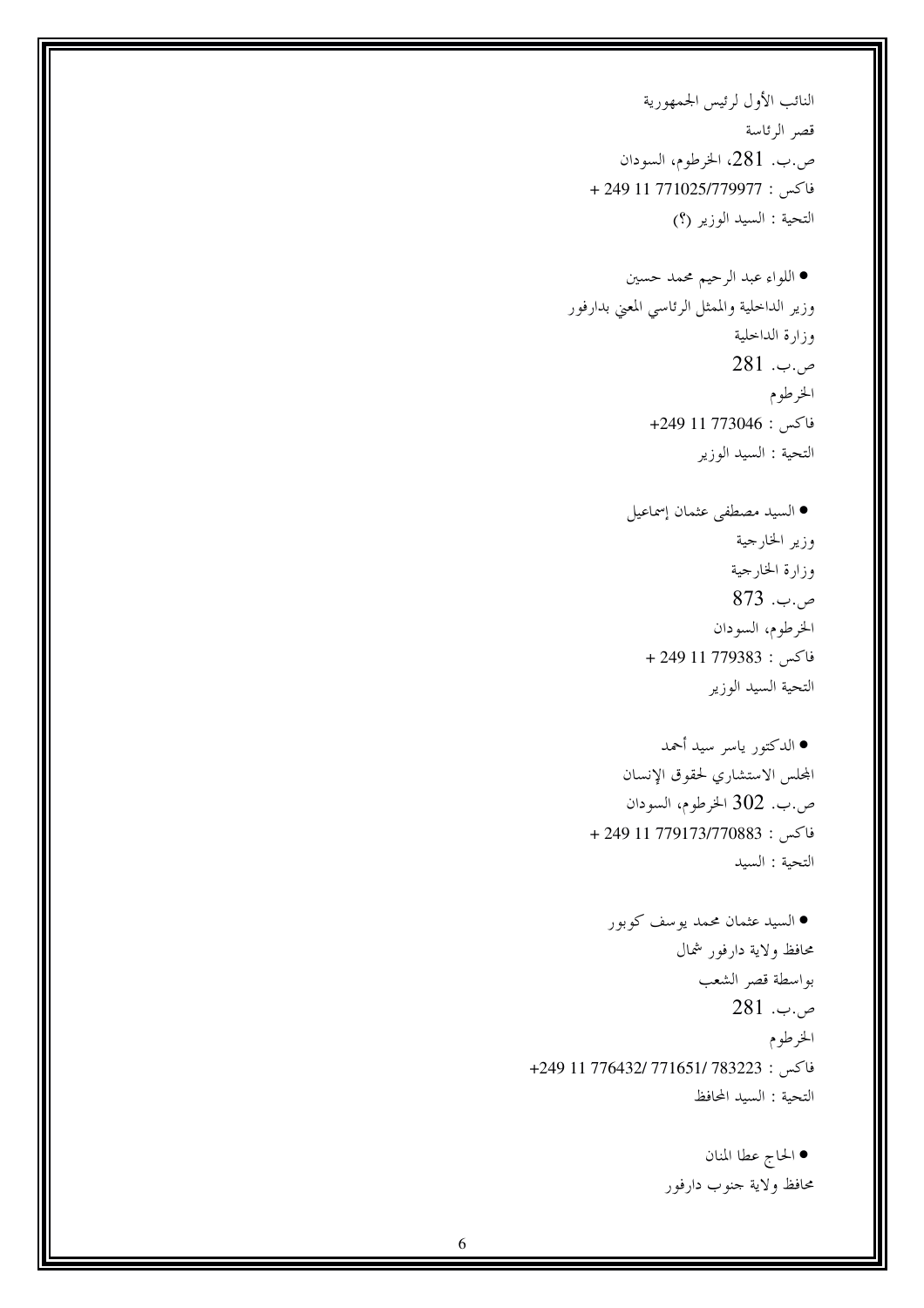النائب الأول لرئيس الجمهورية
قصر الرئاسة
ص.ب. 281، الخرطوم، السودان
فاكس : 771025/779977 11 249 +
التحية : السيد الوزير (؟)

- اللواء عبد الرحيم محمد حسين

وزير الداخلية والممثل الرئاسي المعني بدارفور
وزارة الداخلية
ص.ب. 281
الخرطوم
فاكس : 773046 11 249+
التحية : السيد الوزير

- السيد مصطفى عثمان إسماعيل

وزير الخارجية
وزارة الخارجية
ص.ب. 873
الخرطوم، السودان
فاكس : 779383 11 249 +
التحية السيد الوزير

- الدكتور ياسر سيد أحمد

المجلس الاستشاري لحقوق الإنسان
ص.ب. 302 الخرطوم، السودان
فاكس : 779173/770883 11 249 +
التحية : السيد

- السيد عثمان محمد يوسف كوبور

محافظ ولاية دارفور شمال
بواسطة قصر الشعب
ص.ب. 281
الخرطوم
فاكس : 776432/ 771651/ 783223 11 249+
التحية : السيد المحافظ

- الحاج عطا المنان

محافظ ولاية جنوب دارفور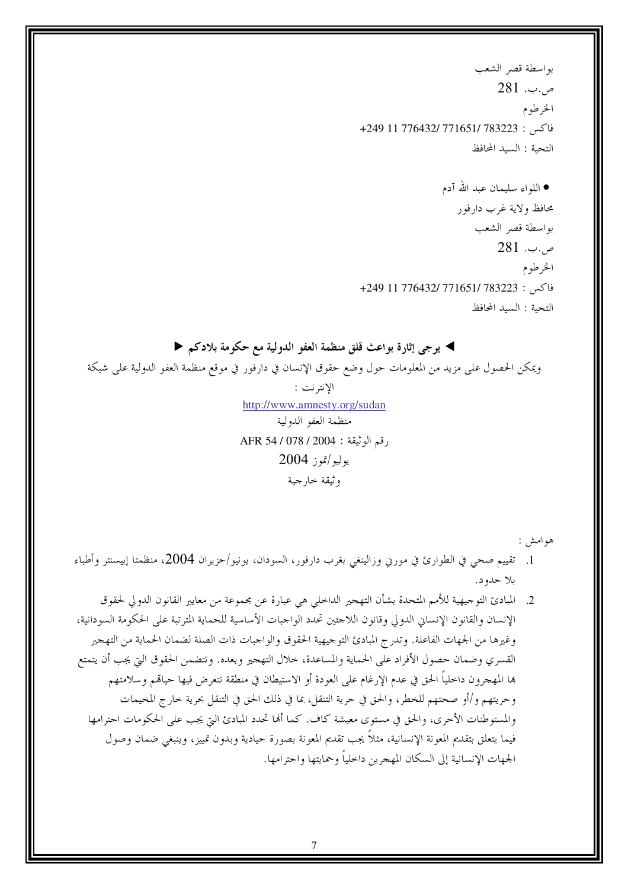بواسطة قصر الشعب
ص.ب. 281
الخرطوم
فاكس : 783223 /771651 /776432 11 249+
التحية : السيد المحافظ

● اللواء سليمان عبد الله آدم
محافظ ولاية غرب دارفور
بواسطة قصر الشعب
ص.ب. 281
الخرطوم
فاكس : 783223 /771651 /776432 11 249+
التحية : السيد المحافظ

**◄ يرجى إثارة بواعث قلق منظمة العفو الدولية مع حكومة بلادكم ►**

ويمكن الحصول على مزيد من المعلومات حول وضع حقوق الإنسان في دارفور في موقع منظمة العفو الدولية على شبكة الإنترنت :

http://www.amnesty.org/sudan

منظمة العفو الدولية

رقم الوثيقة : AFR 54 / 078 / 2004

يوليو/تموز 2004

وثيقة خارجية

هوامش :

1. تقييم صحي في الطوارئ في موربي وزالينغي بغرب دارفور، السودان، يونيو/حزيران 2004، منظمتا إبيسنتر وأطباء بلا حدود.
2. المبادئ التوجيهية للأمم المتحدة بشأن التهجير الداخلي هي عبارة عن مجموعة من معايير القانون الدولي لحقوق الإنسان والقانون الإنساني الدولي وقانون اللاجئين تحدد الواجبات الأساسية للحماية المترتبة على الحكومة السودانية، وغيرها من الجهات الفاعلة. وتدرج المبادئ التوجيهية الحقوق والواجبات ذات الصلة لضمان الحماية من التهجير القسري وضمان حصول الأفراد على الحماية والمساعدة، خلال التهجير وبعده. وتتضمن الحقوق التي يجب أن يتمتع بها المهجرون داخلياً الحق في عدم الإرغام على العودة أو الاستيطان في منطقة تتعرض فيها حياتهم وسلامتهم وحريتهم و/أو صحتهم للخطر، والحق في حرية التنقل، بما في ذلك الحق في التنقل بحرية خارج المخيمات والمستوطنات الأخرى، والحق في مستوى معيشة كاف. كما أنها تحدد المبادئ التي يجب على الحكومات احترامها فيما يتعلق بتقديم المعونة الإنسانية، مثلاً يجب تقديم المعونة بصورة حيادية وبدون تمييز، وينبغي ضمان وصول الجهات الإنسانية إلى السكان المهجرين داخلياً وحمايتها واحترامها.